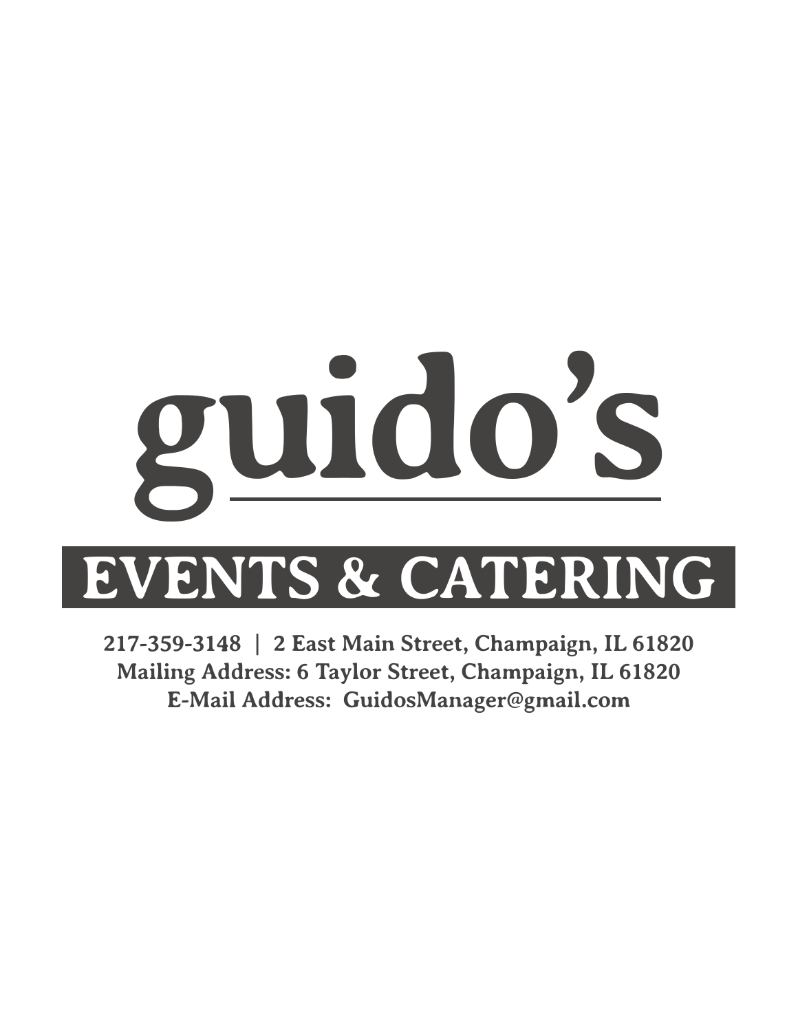# guido's

## EVENTS & CATERING

**217-359-3148 | 2 East Main Street, Champaign, IL 61820**
**Mailing Address: 6 Taylor Street, Champaign, IL 61820**
**E-Mail Address: GuidosManager@gmail.com**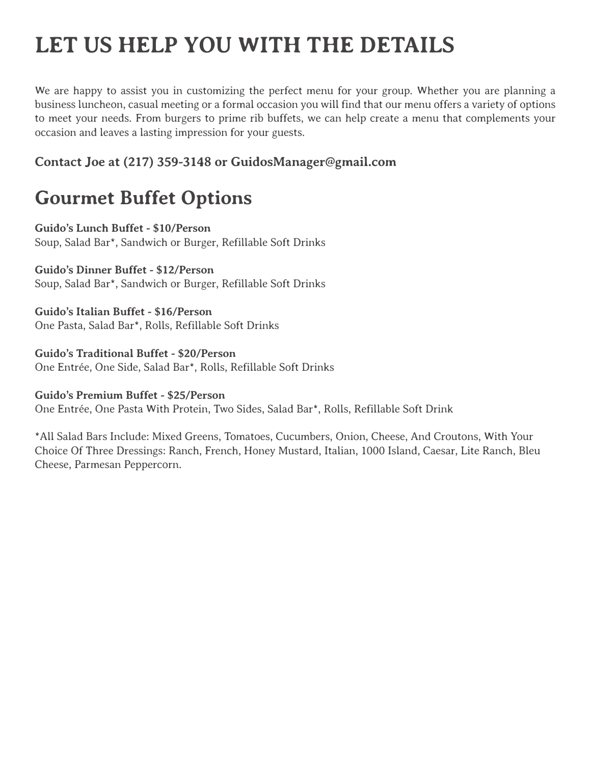# LET US HELP YOU WITH THE DETAILS

We are happy to assist you in customizing the perfect menu for your group. Whether you are planning a business luncheon, casual meeting or a formal occasion you will find that our menu offers a variety of options to meet your needs. From burgers to prime rib buffets, we can help create a menu that complements your occasion and leaves a lasting impression for your guests.

### Contact Joe at (217) 359-3148 or GuidosManager@gmail.com

## Gourmet Buffet Options

**Guido's Lunch Buffet - $10/Person**
Soup, Salad Bar*, Sandwich or Burger, Refillable Soft Drinks

**Guido's Dinner Buffet - $12/Person**
Soup, Salad Bar*, Sandwich or Burger, Refillable Soft Drinks

**Guido's Italian Buffet - $16/Person**
One Pasta, Salad Bar*, Rolls, Refillable Soft Drinks

**Guido's Traditional Buffet - $20/Person**
One Entrée, One Side, Salad Bar*, Rolls, Refillable Soft Drinks

**Guido's Premium Buffet - $25/Person**
One Entrée, One Pasta With Protein, Two Sides, Salad Bar*, Rolls, Refillable Soft Drink

*All Salad Bars Include: Mixed Greens, Tomatoes, Cucumbers, Onion, Cheese, And Croutons, With Your Choice Of Three Dressings: Ranch, French, Honey Mustard, Italian, 1000 Island, Caesar, Lite Ranch, Bleu Cheese, Parmesan Peppercorn.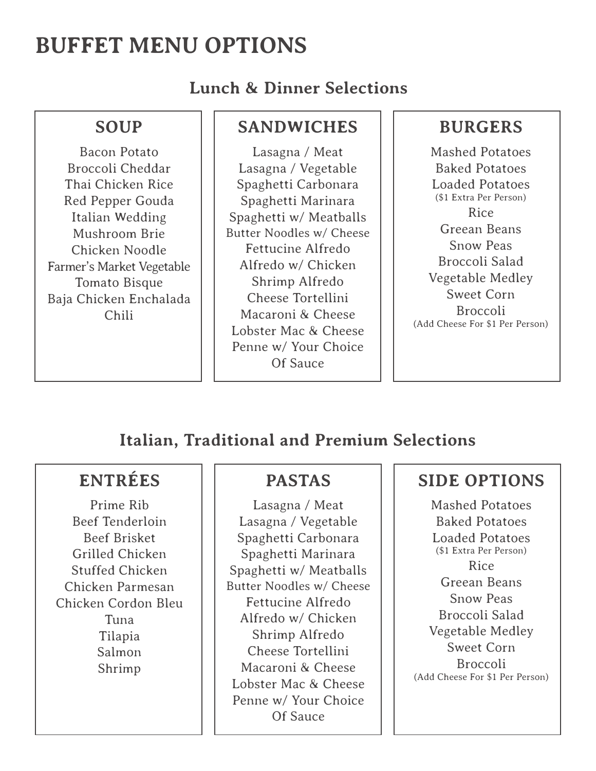# BUFFET MENU OPTIONS

## Lunch & Dinner Selections

### SOUP

Bacon Potato
Broccoli Cheddar
Thai Chicken Rice
Red Pepper Gouda
Italian Wedding
Mushroom Brie
Chicken Noodle
Farmer's Market Vegetable
Tomato Bisque
Baja Chicken Enchalada
Chili

### SANDWICHES

Lasagna / Meat
Lasagna / Vegetable
Spaghetti Carbonara
Spaghetti Marinara
Spaghetti w/ Meatballs
Butter Noodles w/ Cheese
Fettucine Alfredo
Alfredo w/ Chicken
Shrimp Alfredo
Cheese Tortellini
Macaroni & Cheese
Lobster Mac & Cheese
Penne w/ Your Choice Of Sauce

### BURGERS

Mashed Potatoes
Baked Potatoes
Loaded Potatoes
($1 Extra Per Person)
Rice
Greean Beans
Snow Peas
Broccoli Salad
Vegetable Medley
Sweet Corn
Broccoli
(Add Cheese For $1 Per Person)

## Italian, Traditional and Premium Selections

### ENTRÉES

Prime Rib
Beef Tenderloin
Beef Brisket
Grilled Chicken
Stuffed Chicken
Chicken Parmesan
Chicken Cordon Bleu
Tuna
Tilapia
Salmon
Shrimp

### PASTAS

Lasagna / Meat
Lasagna / Vegetable
Spaghetti Carbonara
Spaghetti Marinara
Spaghetti w/ Meatballs
Butter Noodles w/ Cheese
Fettucine Alfredo
Alfredo w/ Chicken
Shrimp Alfredo
Cheese Tortellini
Macaroni & Cheese
Lobster Mac & Cheese
Penne w/ Your Choice Of Sauce

### SIDE OPTIONS

Mashed Potatoes
Baked Potatoes
Loaded Potatoes
($1 Extra Per Person)
Rice
Greean Beans
Snow Peas
Broccoli Salad
Vegetable Medley
Sweet Corn
Broccoli
(Add Cheese For $1 Per Person)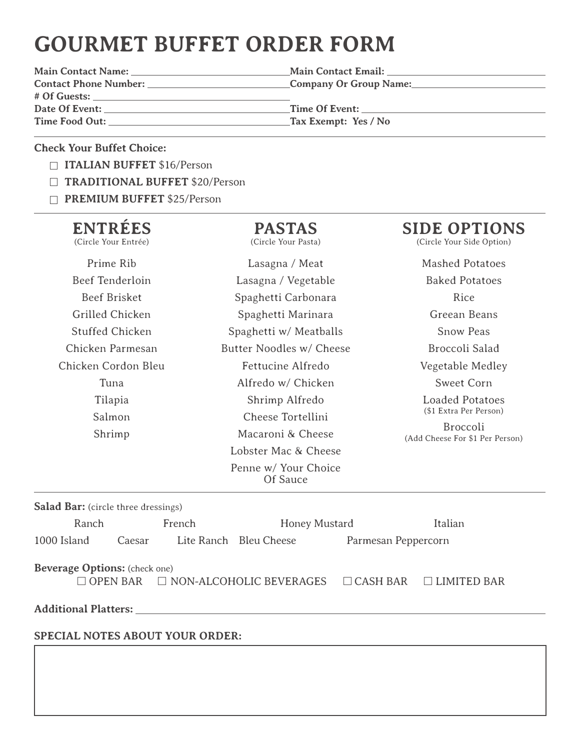# GOURMET BUFFET ORDER FORM

**Main Contact Name:** ______________________ **Main Contact Email:** ______________________

**Contact Phone Number:** ______________________ **Company Or Group Name:** ______________________

**# Of Guests:** ______________________

**Date Of Event:** ______________________ **Time Of Event:** ______________________

**Time Food Out:** ______________________ **Tax Exempt: Yes / No**

---

**Check Your Buffet Choice:**

- ☐ **ITALIAN BUFFET** $16/Person
- ☐ **TRADITIONAL BUFFET** $20/Person
- ☐ **PREMIUM BUFFET** $25/Person

---

## ENTRÉES
(Circle Your Entrée)

- Prime Rib
- Beef Tenderloin
- Beef Brisket
- Grilled Chicken
- Stuffed Chicken
- Chicken Parmesan
- Chicken Cordon Bleu
- Tuna
- Tilapia
- Salmon
- Shrimp

## PASTAS
(Circle Your Pasta)

- Lasagna / Meat
- Lasagna / Vegetable
- Spaghetti Carbonara
- Spaghetti Marinara
- Spaghetti w/ Meatballs
- Butter Noodles w/ Cheese
- Fettucine Alfredo
- Alfredo w/ Chicken
- Shrimp Alfredo
- Cheese Tortellini
- Macaroni & Cheese
- Lobster Mac & Cheese
- Penne w/ Your Choice Of Sauce

## SIDE OPTIONS
(Circle Your Side Option)

- Mashed Potatoes
- Baked Potatoes
- Rice
- Grean Beans
- Snow Peas
- Broccoli Salad
- Vegetable Medley
- Sweet Corn
- Loaded Potatoes ($1 Extra Per Person)
- Broccoli (Add Cheese For $1 Per Person)

---

**Salad Bar:** (circle three dressings)

Ranch French Honey Mustard Italian

1000 Island Caesar Lite Ranch Bleu Cheese Parmesan Peppercorn

**Beverage Options:** (check one)

☐ OPEN BAR ☐ NON-ALCOHOLIC BEVERAGES ☐ CASH BAR ☐ LIMITED BAR

**Additional Platters:** ______________________________________________

**SPECIAL NOTES ABOUT YOUR ORDER:**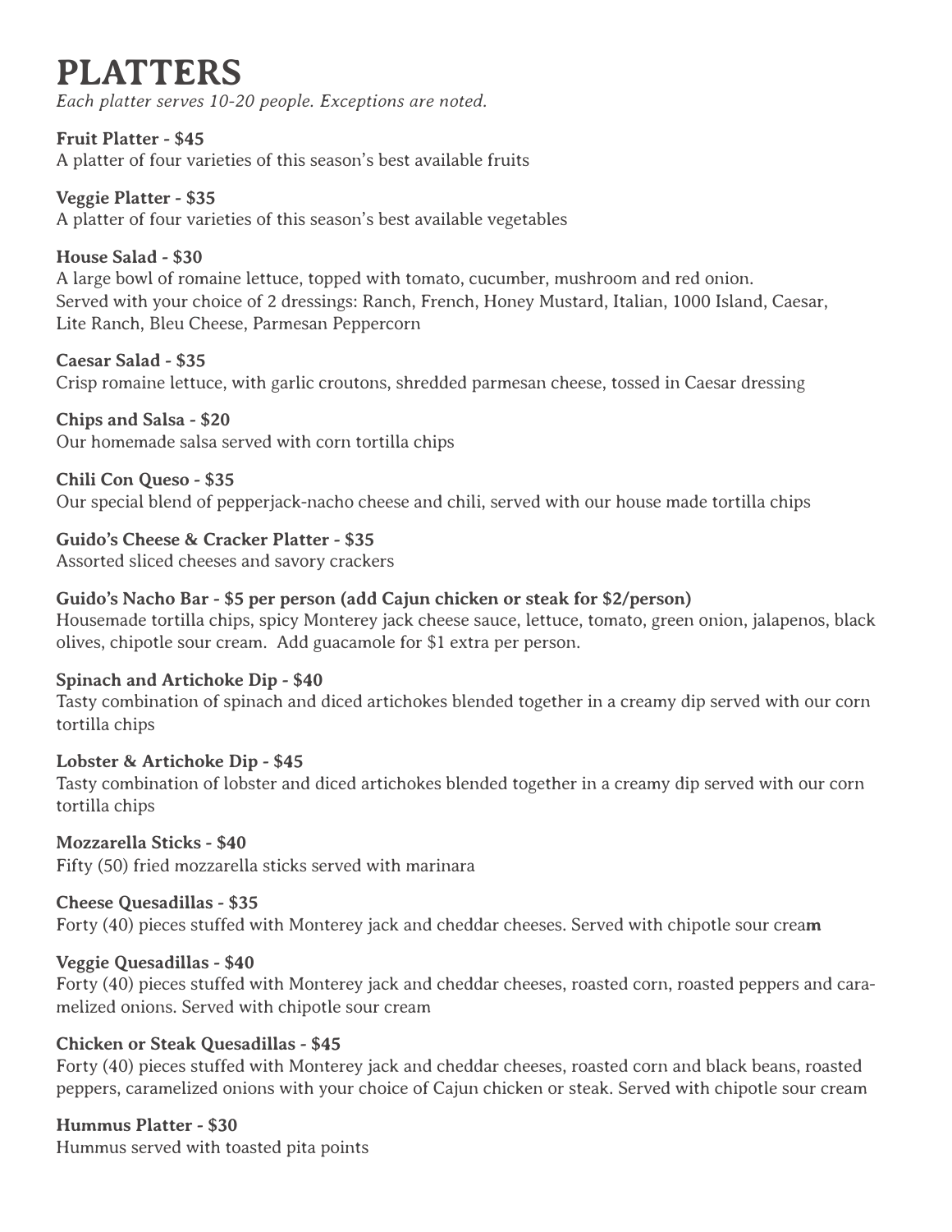# PLATTERS

*Each platter serves 10-20 people. Exceptions are noted.*

**Fruit Platter - $45**
A platter of four varieties of this season's best available fruits

**Veggie Platter - $35**
A platter of four varieties of this season's best available vegetables

**House Salad - $30**
A large bowl of romaine lettuce, topped with tomato, cucumber, mushroom and red onion.
Served with your choice of 2 dressings: Ranch, French, Honey Mustard, Italian, 1000 Island, Caesar, Lite Ranch, Bleu Cheese, Parmesan Peppercorn

**Caesar Salad - $35**
Crisp romaine lettuce, with garlic croutons, shredded parmesan cheese, tossed in Caesar dressing

**Chips and Salsa - $20**
Our homemade salsa served with corn tortilla chips

**Chili Con Queso - $35**
Our special blend of pepperjack-nacho cheese and chili, served with our house made tortilla chips

**Guido's Cheese & Cracker Platter - $35**
Assorted sliced cheeses and savory crackers

**Guido's Nacho Bar - $5 per person (add Cajun chicken or steak for $2/person)**
Housemade tortilla chips, spicy Monterey jack cheese sauce, lettuce, tomato, green onion, jalapenos, black olives, chipotle sour cream. Add guacamole for $1 extra per person.

**Spinach and Artichoke Dip - $40**
Tasty combination of spinach and diced artichokes blended together in a creamy dip served with our corn tortilla chips

**Lobster & Artichoke Dip - $45**
Tasty combination of lobster and diced artichokes blended together in a creamy dip served with our corn tortilla chips

**Mozzarella Sticks - $40**
Fifty (50) fried mozzarella sticks served with marinara

**Cheese Quesadillas - $35**
Forty (40) pieces stuffed with Monterey jack and cheddar cheeses. Served with chipotle sour cream

**Veggie Quesadillas - $40**
Forty (40) pieces stuffed with Monterey jack and cheddar cheeses, roasted corn, roasted peppers and caramelized onions. Served with chipotle sour cream

**Chicken or Steak Quesadillas - $45**
Forty (40) pieces stuffed with Monterey jack and cheddar cheeses, roasted corn and black beans, roasted peppers, caramelized onions with your choice of Cajun chicken or steak. Served with chipotle sour cream

**Hummus Platter - $30**
Hummus served with toasted pita points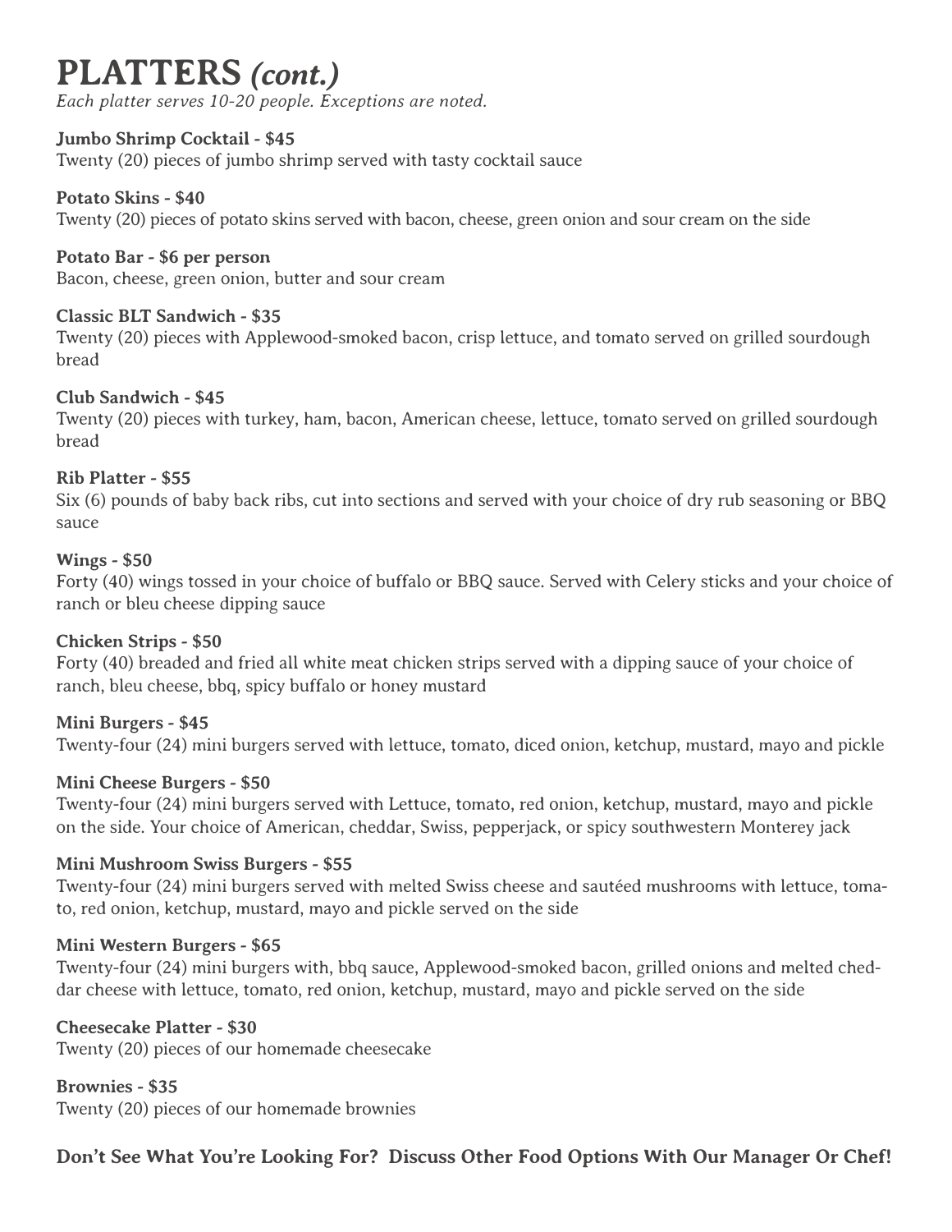# PLATTERS *(cont.)*

*Each platter serves 10-20 people. Exceptions are noted.*

**Jumbo Shrimp Cocktail - $45**
Twenty (20) pieces of jumbo shrimp served with tasty cocktail sauce

**Potato Skins - $40**
Twenty (20) pieces of potato skins served with bacon, cheese, green onion and sour cream on the side

**Potato Bar - $6 per person**
Bacon, cheese, green onion, butter and sour cream

**Classic BLT Sandwich - $35**
Twenty (20) pieces with Applewood-smoked bacon, crisp lettuce, and tomato served on grilled sourdough bread

**Club Sandwich - $45**
Twenty (20) pieces with turkey, ham, bacon, American cheese, lettuce, tomato served on grilled sourdough bread

**Rib Platter - $55**
Six (6) pounds of baby back ribs, cut into sections and served with your choice of dry rub seasoning or BBQ sauce

**Wings - $50**
Forty (40) wings tossed in your choice of buffalo or BBQ sauce. Served with Celery sticks and your choice of ranch or bleu cheese dipping sauce

**Chicken Strips - $50**
Forty (40) breaded and fried all white meat chicken strips served with a dipping sauce of your choice of ranch, bleu cheese, bbq, spicy buffalo or honey mustard

**Mini Burgers - $45**
Twenty-four (24) mini burgers served with lettuce, tomato, diced onion, ketchup, mustard, mayo and pickle

**Mini Cheese Burgers - $50**
Twenty-four (24) mini burgers served with Lettuce, tomato, red onion, ketchup, mustard, mayo and pickle on the side. Your choice of American, cheddar, Swiss, pepperjack, or spicy southwestern Monterey jack

**Mini Mushroom Swiss Burgers - $55**
Twenty-four (24) mini burgers served with melted Swiss cheese and sautéed mushrooms with lettuce, tomato, red onion, ketchup, mustard, mayo and pickle served on the side

**Mini Western Burgers - $65**
Twenty-four (24) mini burgers with, bbq sauce, Applewood-smoked bacon, grilled onions and melted cheddar cheese with lettuce, tomato, red onion, ketchup, mustard, mayo and pickle served on the side

**Cheesecake Platter - $30**
Twenty (20) pieces of our homemade cheesecake

**Brownies - $35**
Twenty (20) pieces of our homemade brownies

**Don't See What You're Looking For? Discuss Other Food Options With Our Manager Or Chef!**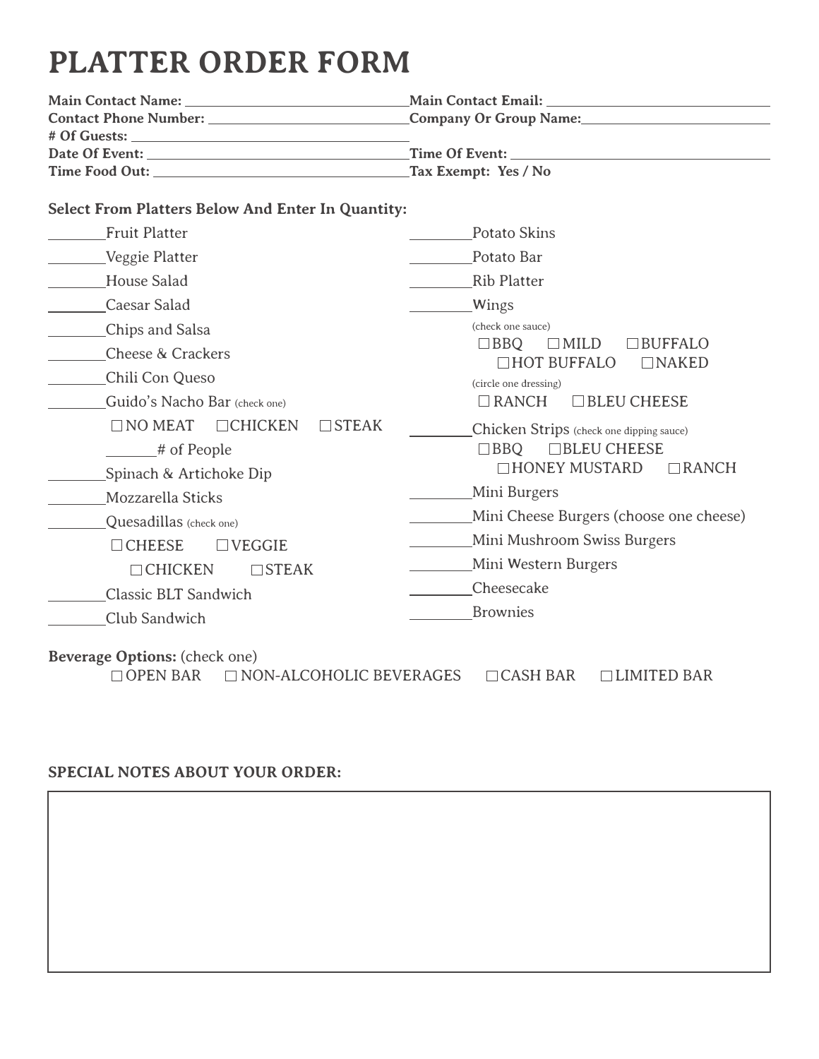# PLATTER ORDER FORM

**Main Contact Name:** ______________________
**Main Contact Email:** ______________________
**Contact Phone Number:** ______________________
**Company Or Group Name:** ______________________
**# Of Guests:** ______________________
**Date Of Event:** ______________________
**Time Of Event:** ______________________
**Time Food Out:** ______________________
**Tax Exempt: Yes / No**

**Select From Platters Below And Enter In Quantity:**

________Fruit Platter

________Veggie Platter

________House Salad

________Caesar Salad

________Chips and Salsa

________Cheese & Crackers

________Chili Con Queso

________Guido's Nacho Bar (check one)

☐ NO MEAT ☐ CHICKEN ☐ STEAK

_______# of People

________Spinach & Artichoke Dip

________Mozzarella Sticks

________Quesadillas (check one)

☐ CHEESE ☐ VEGGIE
☐ CHICKEN ☐ STEAK

________Classic BLT Sandwich

________Club Sandwich

________Potato Skins

________Potato Bar

________Rib Platter

________Wings

(check one sauce)
☐ BBQ ☐ MILD ☐ BUFFALO
☐ HOT BUFFALO ☐ NAKED

(circle one dressing)
☐ RANCH ☐ BLEU CHEESE

________Chicken Strips (check one dipping sauce)

☐ BBQ ☐ BLEU CHEESE
☐ HONEY MUSTARD ☐ RANCH

________Mini Burgers

________Mini Cheese Burgers (choose one cheese)

________Mini Mushroom Swiss Burgers

________Mini Western Burgers

________Cheesecake

________Brownies

**Beverage Options:** (check one)

☐ OPEN BAR ☐ NON-ALCOHOLIC BEVERAGES ☐ CASH BAR ☐ LIMITED BAR

**SPECIAL NOTES ABOUT YOUR ORDER:**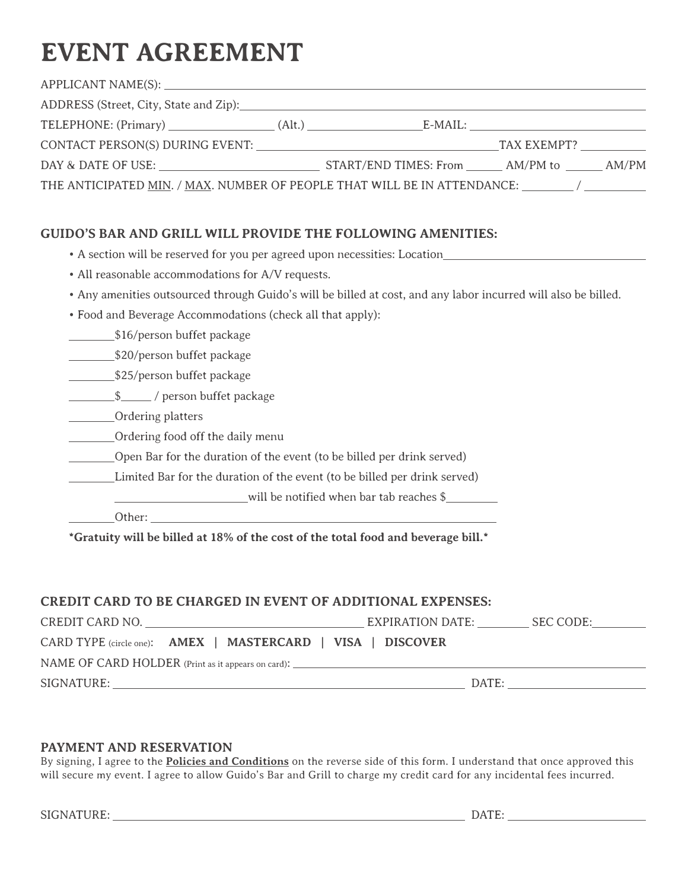# EVENT AGREEMENT

APPLICANT NAME(S): ____________________________________________

ADDRESS (Street, City, State and Zip): ____________________________________________

TELEPHONE: (Primary) ______________ (Alt.) ______________ E-MAIL: ______________

CONTACT PERSON(S) DURING EVENT: ______________________ TAX EXEMPT? __________

DAY & DATE OF USE: ______________________ START/END TIMES: From ______ AM/PM to ______ AM/PM

THE ANTICIPATED MIN. / MAX. NUMBER OF PEOPLE THAT WILL BE IN ATTENDANCE: ________ / ________

## GUIDO'S BAR AND GRILL WILL PROVIDE THE FOLLOWING AMENITIES:

- A section will be reserved for you per agreed upon necessities: Location ______________________
- All reasonable accommodations for A/V requests.
- Any amenities outsourced through Guido's will be billed at cost, and any labor incurred will also be billed.
- Food and Beverage Accommodations (check all that apply):

________ $16/person buffet package

________ $20/person buffet package

________ $25/person buffet package

________ $______ / person buffet package

________ Ordering platters

________ Ordering food off the daily menu

________ Open Bar for the duration of the event (to be billed per drink served)

________ Limited Bar for the duration of the event (to be billed per drink served)

______________________ will be notified when bar tab reaches $________

________ Other: ______________________________________

***Gratuity will be billed at 18% of the cost of the total food and beverage bill.***

## CREDIT CARD TO BE CHARGED IN EVENT OF ADDITIONAL EXPENSES:

CREDIT CARD NO. ______________________ EXPIRATION DATE: ________ SEC CODE: ________

CARD TYPE (circle one): **AMEX | MASTERCARD | VISA | DISCOVER**

NAME OF CARD HOLDER (Print as it appears on card): ______________________________

SIGNATURE: ______________________________ DATE: ______________

## PAYMENT AND RESERVATION

By signing, I agree to the **Policies and Conditions** on the reverse side of this form. I understand that once approved this will secure my event. I agree to allow Guido's Bar and Grill to charge my credit card for any incidental fees incurred.

SIGNATURE: ______________________________ DATE: ______________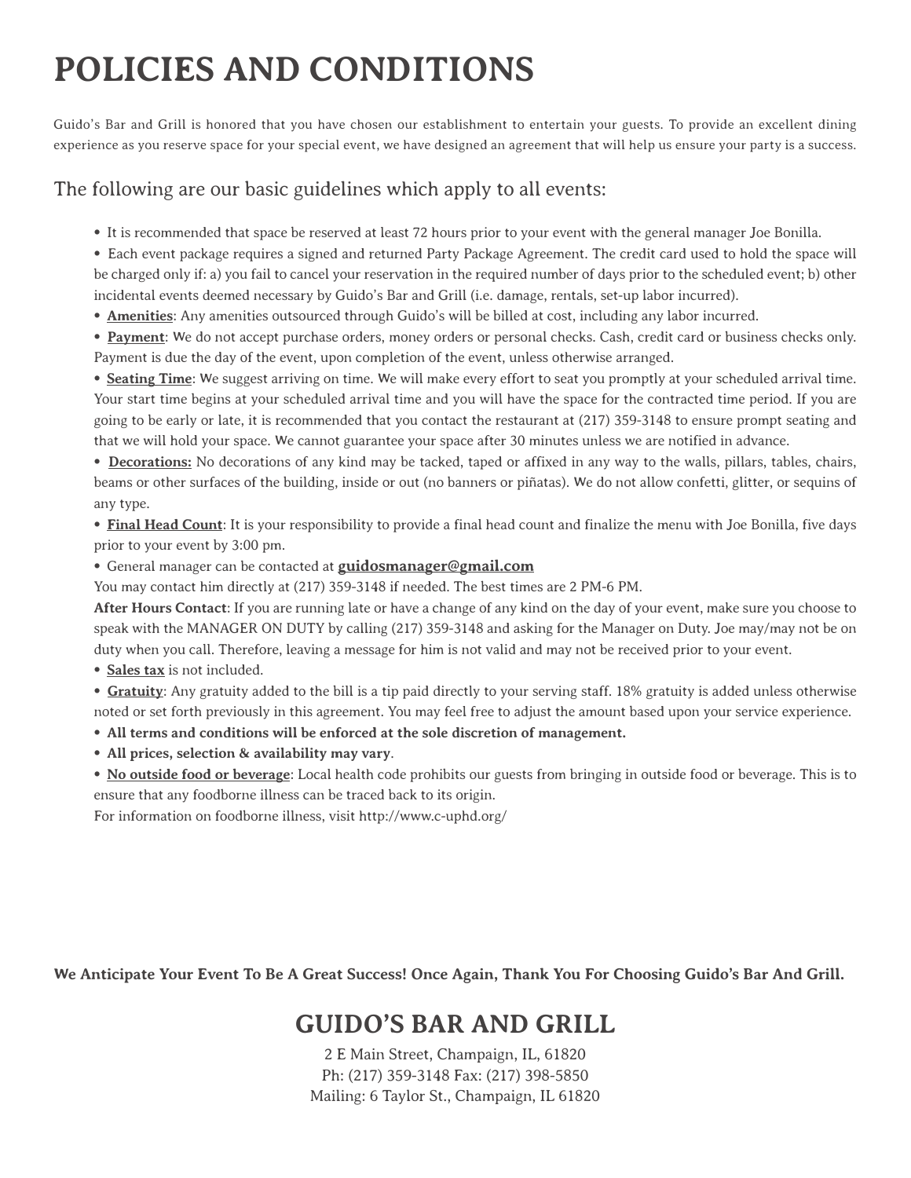# POLICIES AND CONDITIONS

Guido's Bar and Grill is honored that you have chosen our establishment to entertain your guests. To provide an excellent dining experience as you reserve space for your special event, we have designed an agreement that will help us ensure your party is a success.

## The following are our basic guidelines which apply to all events:

- It is recommended that space be reserved at least 72 hours prior to your event with the general manager Joe Bonilla.
- Each event package requires a signed and returned Party Package Agreement. The credit card used to hold the space will be charged only if: a) you fail to cancel your reservation in the required number of days prior to the scheduled event; b) other incidental events deemed necessary by Guido's Bar and Grill (i.e. damage, rentals, set-up labor incurred).
- **Amenities**: Any amenities outsourced through Guido's will be billed at cost, including any labor incurred.
- **Payment**: We do not accept purchase orders, money orders or personal checks. Cash, credit card or business checks only. Payment is due the day of the event, upon completion of the event, unless otherwise arranged.
- **Seating Time**: We suggest arriving on time. We will make every effort to seat you promptly at your scheduled arrival time. Your start time begins at your scheduled arrival time and you will have the space for the contracted time period. If you are going to be early or late, it is recommended that you contact the restaurant at (217) 359-3148 to ensure prompt seating and that we will hold your space. We cannot guarantee your space after 30 minutes unless we are notified in advance.
- **Decorations:** No decorations of any kind may be tacked, taped or affixed in any way to the walls, pillars, tables, chairs, beams or other surfaces of the building, inside or out (no banners or piñatas). We do not allow confetti, glitter, or sequins of any type.
- **Final Head Count**: It is your responsibility to provide a final head count and finalize the menu with Joe Bonilla, five days prior to your event by 3:00 pm.
- General manager can be contacted at **guidosmanager@gmail.com**

  You may contact him directly at (217) 359-3148 if needed. The best times are 2 PM-6 PM.

  **After Hours Contact**: If you are running late or have a change of any kind on the day of your event, make sure you choose to speak with the MANAGER ON DUTY by calling (217) 359-3148 and asking for the Manager on Duty. Joe may/may not be on duty when you call. Therefore, leaving a message for him is not valid and may not be received prior to your event.
- **Sales tax** is not included.
- **Gratuity**: Any gratuity added to the bill is a tip paid directly to your serving staff. 18% gratuity is added unless otherwise noted or set forth previously in this agreement. You may feel free to adjust the amount based upon your service experience.
- **All terms and conditions will be enforced at the sole discretion of management.**
- **All prices, selection & availability may vary**.
- **No outside food or beverage**: Local health code prohibits our guests from bringing in outside food or beverage. This is to ensure that any foodborne illness can be traced back to its origin.

  For information on foodborne illness, visit http://www.c-uphd.org/

**We Anticipate Your Event To Be A Great Success! Once Again, Thank You For Choosing Guido's Bar And Grill.**

## GUIDO'S BAR AND GRILL

2 E Main Street, Champaign, IL, 61820
Ph: (217) 359-3148 Fax: (217) 398-5850
Mailing: 6 Taylor St., Champaign, IL 61820